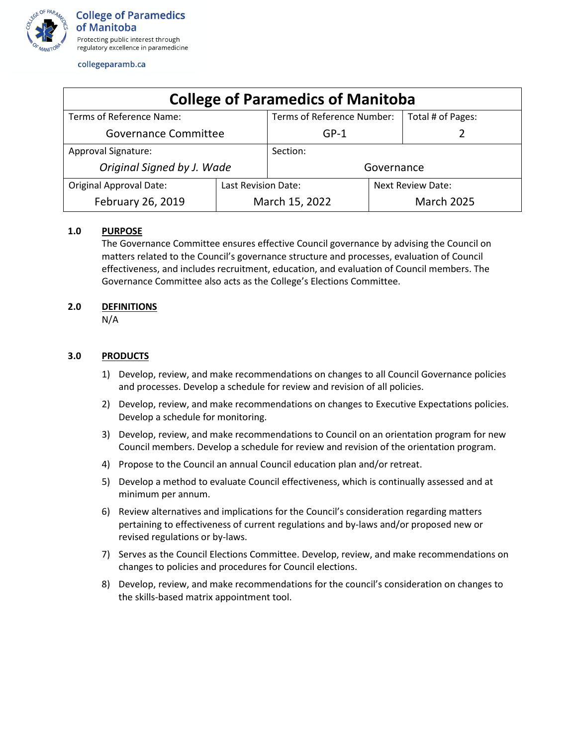College of Paramedics of Manitoba

Protecting public interest through regulatory excellence in paramedicine

collegeparamb.ca

| College of Paramedics of Manitoba | | |
|---|---|---|
| Terms of Reference Name: Governance Committee | Terms of Reference Number: GP-1 | Total # of Pages: 2 |
| Approval Signature: *Original Signed by J. Wade* | Section: Governance | |
| Original Approval Date: February 26, 2019 | Last Revision Date: March 15, 2022 | Next Review Date: March 2025 |

## 1.0 PURPOSE

The Governance Committee ensures effective Council governance by advising the Council on matters related to the Council's governance structure and processes, evaluation of Council effectiveness, and includes recruitment, education, and evaluation of Council members. The Governance Committee also acts as the College's Elections Committee.

## 2.0 DEFINITIONS

N/A

## 3.0 PRODUCTS

1) Develop, review, and make recommendations on changes to all Council Governance policies and processes. Develop a schedule for review and revision of all policies.
2) Develop, review, and make recommendations on changes to Executive Expectations policies. Develop a schedule for monitoring.
3) Develop, review, and make recommendations to Council on an orientation program for new Council members. Develop a schedule for review and revision of the orientation program.
4) Propose to the Council an annual Council education plan and/or retreat.
5) Develop a method to evaluate Council effectiveness, which is continually assessed and at minimum per annum.
6) Review alternatives and implications for the Council's consideration regarding matters pertaining to effectiveness of current regulations and by-laws and/or proposed new or revised regulations or by-laws.
7) Serves as the Council Elections Committee. Develop, review, and make recommendations on changes to policies and procedures for Council elections.
8) Develop, review, and make recommendations for the council's consideration on changes to the skills-based matrix appointment tool.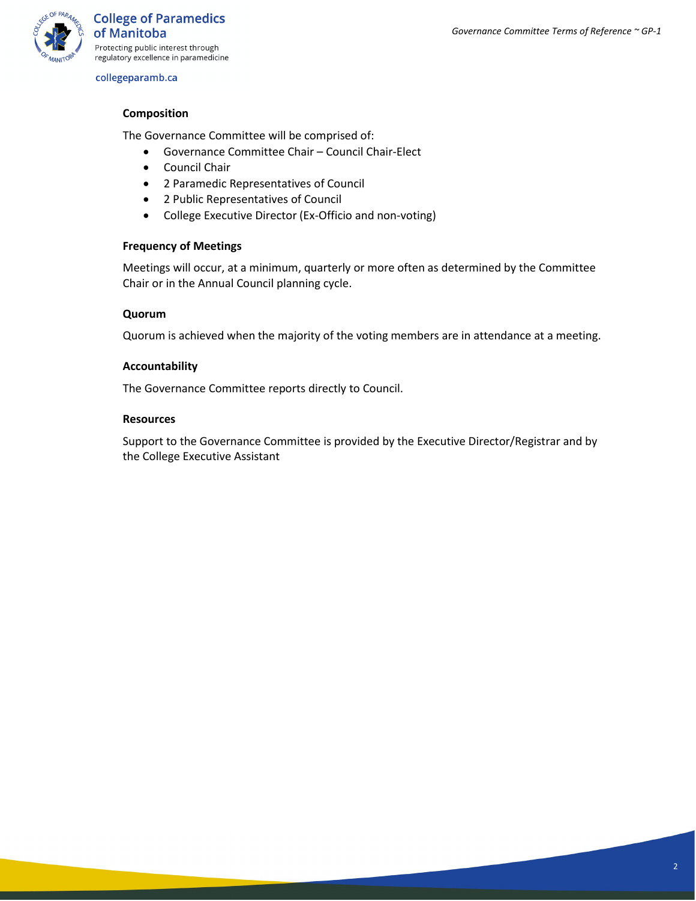### Composition

The Governance Committee will be comprised of:

- Governance Committee Chair – Council Chair-Elect
- Council Chair
- 2 Paramedic Representatives of Council
- 2 Public Representatives of Council
- College Executive Director (Ex-Officio and non-voting)

### Frequency of Meetings

Meetings will occur, at a minimum, quarterly or more often as determined by the Committee Chair or in the Annual Council planning cycle.

### Quorum

Quorum is achieved when the majority of the voting members are in attendance at a meeting.

### Accountability

The Governance Committee reports directly to Council.

### Resources

Support to the Governance Committee is provided by the Executive Director/Registrar and by the College Executive Assistant